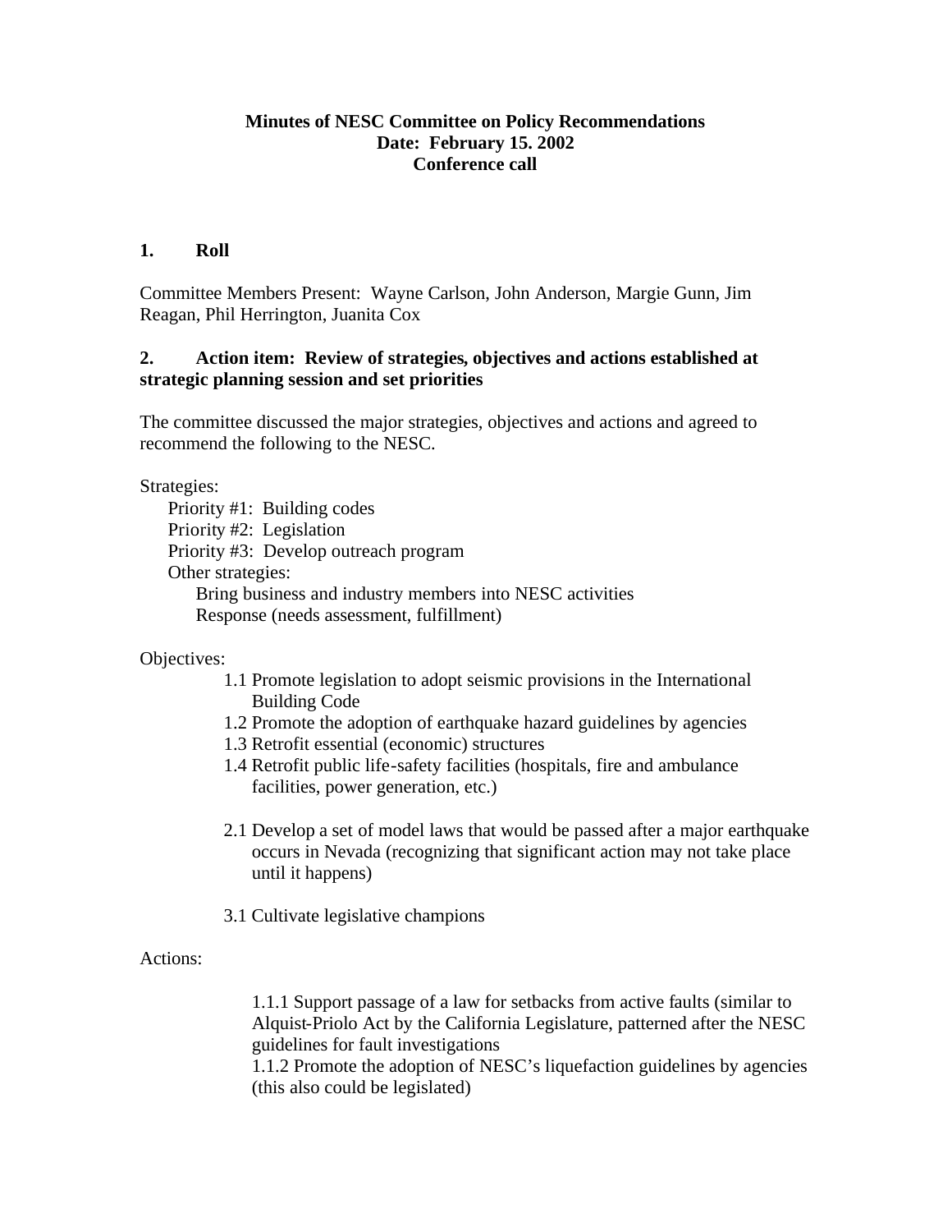**Minutes of NESC Committee on Policy Recommendations**
**Date: February 15. 2002**
**Conference call**

## 1. Roll

Committee Members Present: Wayne Carlson, John Anderson, Margie Gunn, Jim Reagan, Phil Herrington, Juanita Cox

## 2. Action item: Review of strategies, objectives and actions established at strategic planning session and set priorities

The committee discussed the major strategies, objectives and actions and agreed to recommend the following to the NESC.

Strategies:

- Priority #1: Building codes
- Priority #2: Legislation
- Priority #3: Develop outreach program
- Other strategies:
  - Bring business and industry members into NESC activities
  - Response (needs assessment, fulfillment)

Objectives:

- 1.1 Promote legislation to adopt seismic provisions in the International Building Code
- 1.2 Promote the adoption of earthquake hazard guidelines by agencies
- 1.3 Retrofit essential (economic) structures
- 1.4 Retrofit public life-safety facilities (hospitals, fire and ambulance facilities, power generation, etc.)

- 2.1 Develop a set of model laws that would be passed after a major earthquake occurs in Nevada (recognizing that significant action may not take place until it happens)

- 3.1 Cultivate legislative champions

Actions:

1.1.1 Support passage of a law for setbacks from active faults (similar to Alquist-Priolo Act by the California Legislature, patterned after the NESC guidelines for fault investigations

1.1.2 Promote the adoption of NESC's liquefaction guidelines by agencies (this also could be legislated)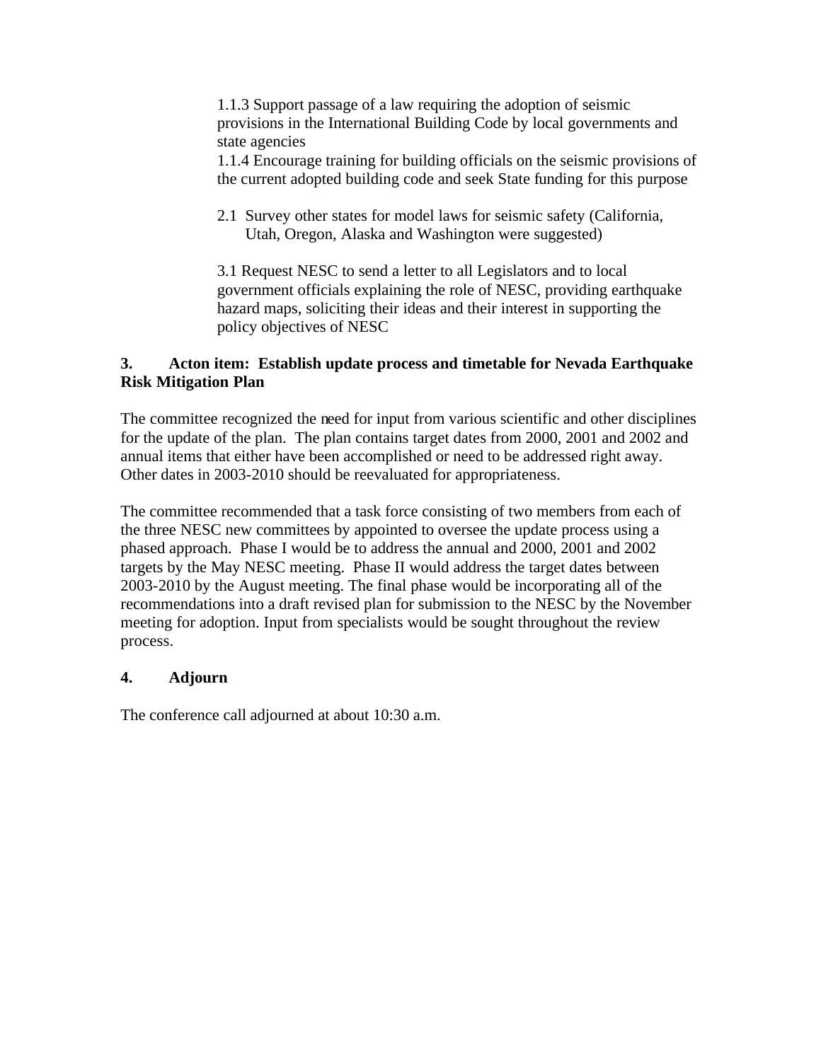1.1.3 Support passage of a law requiring the adoption of seismic provisions in the International Building Code by local governments and state agencies
1.1.4 Encourage training for building officials on the seismic provisions of the current adopted building code and seek State funding for this purpose

2.1 Survey other states for model laws for seismic safety (California, Utah, Oregon, Alaska and Washington were suggested)

3.1 Request NESC to send a letter to all Legislators and to local government officials explaining the role of NESC, providing earthquake hazard maps, soliciting their ideas and their interest in supporting the policy objectives of NESC

**3. Acton item: Establish update process and timetable for Nevada Earthquake Risk Mitigation Plan**

The committee recognized the need for input from various scientific and other disciplines for the update of the plan. The plan contains target dates from 2000, 2001 and 2002 and annual items that either have been accomplished or need to be addressed right away. Other dates in 2003-2010 should be reevaluated for appropriateness.

The committee recommended that a task force consisting of two members from each of the three NESC new committees by appointed to oversee the update process using a phased approach. Phase I would be to address the annual and 2000, 2001 and 2002 targets by the May NESC meeting. Phase II would address the target dates between 2003-2010 by the August meeting. The final phase would be incorporating all of the recommendations into a draft revised plan for submission to the NESC by the November meeting for adoption. Input from specialists would be sought throughout the review process.

**4. Adjourn**

The conference call adjourned at about 10:30 a.m.